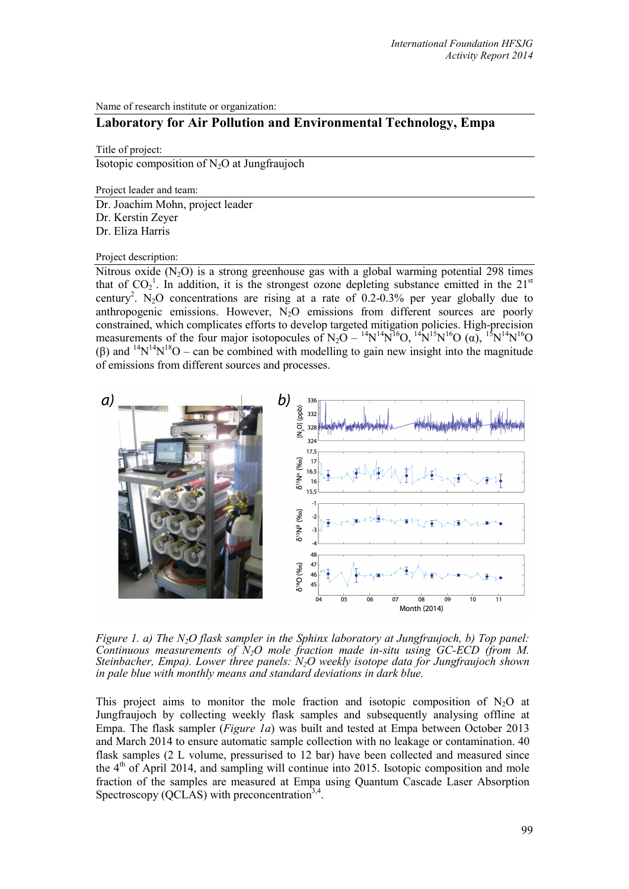Name of research institute or organization:

## Laboratory for Air Pollution and Environmental Technology, Empa

Title of project:

Isotopic composition of $N_2O$ at Jungfraujoch

Project leader and team:

Dr. Joachim Mohn, project leader
Dr. Kerstin Zeyer
Dr. Eliza Harris

Project description:

Nitrous oxide ($N_2O$) is a strong greenhouse gas with a global warming potential 298 times that of $CO_2$[1]. In addition, it is the strongest ozone depleting substance emitted in the 21st century[2]. $N_2O$ concentrations are rising at a rate of 0.2-0.3% per year globally due to anthropogenic emissions. However, $N_2O$ emissions from different sources are poorly constrained, which complicates efforts to develop targeted mitigation policies. High-precision measurements of the four major isotopocules of $N_2O$ – $^{14}N^{14}N^{16}O$, $^{14}N^{15}N^{16}O$ ($\alpha$), $^{15}N^{14}N^{16}O$ ($\beta$) and $^{14}N^{14}N^{18}O$ – can be combined with modelling to gain new insight into the magnitude of emissions from different sources and processes.

*Figure 1. a) The $N_2O$ flask sampler in the Sphinx laboratory at Jungfraujoch, b) Top panel: Continuous measurements of $N_2O$ mole fraction made in-situ using GC-ECD (from M. Steinbacher, Empa). Lower three panels: $N_2O$ weekly isotope data for Jungfraujoch shown in pale blue with monthly means and standard deviations in dark blue.*

This project aims to monitor the mole fraction and isotopic composition of $N_2O$ at Jungfraujoch by collecting weekly flask samples and subsequently analysing offline at Empa. The flask sampler (*Figure 1a*) was built and tested at Empa between October 2013 and March 2014 to ensure automatic sample collection with no leakage or contamination. 40 flask samples (2 L volume, pressurised to 12 bar) have been collected and measured since the 4th of April 2014, and sampling will continue into 2015. Isotopic composition and mole fraction of the samples are measured at Empa using Quantum Cascade Laser Absorption Spectroscopy (QCLAS) with preconcentration[3,4].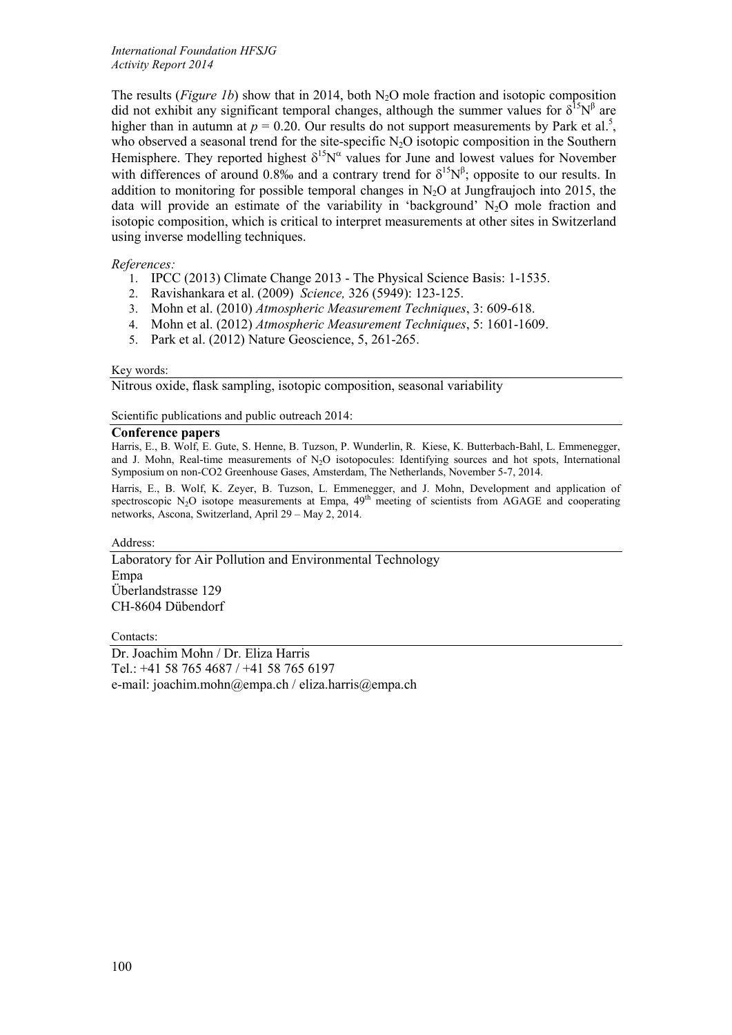The results (*Figure 1b*) show that in 2014, both $N_2O$ mole fraction and isotopic composition did not exhibit any significant temporal changes, although the summer values for $\delta^{15}N^{\beta}$ are higher than in autumn at $p = 0.20$. Our results do not support measurements by Park et al.[5], who observed a seasonal trend for the site-specific $N_2O$ isotopic composition in the Southern Hemisphere. They reported highest $\delta^{15}N^{\alpha}$ values for June and lowest values for November with differences of around 0.8‰ and a contrary trend for $\delta^{15}N^{\beta}$; opposite to our results. In addition to monitoring for possible temporal changes in $N_2O$ at Jungfraujoch into 2015, the data will provide an estimate of the variability in 'background' $N_2O$ mole fraction and isotopic composition, which is critical to interpret measurements at other sites in Switzerland using inverse modelling techniques.

*References:*

1. IPCC (2013) Climate Change 2013 - The Physical Science Basis: 1-1535.
2. Ravishankara et al. (2009) *Science,* 326 (5949): 123-125.
3. Mohn et al. (2010) *Atmospheric Measurement Techniques*, 3: 609-618.
4. Mohn et al. (2012) *Atmospheric Measurement Techniques*, 5: 1601-1609.
5. Park et al. (2012) Nature Geoscience, 5, 261-265.

Key words:

Nitrous oxide, flask sampling, isotopic composition, seasonal variability

Scientific publications and public outreach 2014:

**Conference papers**

Harris, E., B. Wolf, E. Gute, S. Henne, B. Tuzson, P. Wunderlin, R. Kiese, K. Butterbach-Bahl, L. Emmenegger, and J. Mohn, Real-time measurements of $N_2O$ isotopocules: Identifying sources and hot spots, International Symposium on non-CO2 Greenhouse Gases, Amsterdam, The Netherlands, November 5-7, 2014.

Harris, E., B. Wolf, K. Zeyer, B. Tuzson, L. Emmenegger, and J. Mohn, Development and application of spectroscopic $N_2O$ isotope measurements at Empa, 49th meeting of scientists from AGAGE and cooperating networks, Ascona, Switzerland, April 29 – May 2, 2014.

Address:

Laboratory for Air Pollution and Environmental Technology
Empa
Überlandstrasse 129
CH-8604 Dübendorf

Contacts:

Dr. Joachim Mohn / Dr. Eliza Harris
Tel.: +41 58 765 4687 / +41 58 765 6197
e-mail: joachim.mohn@empa.ch / eliza.harris@empa.ch